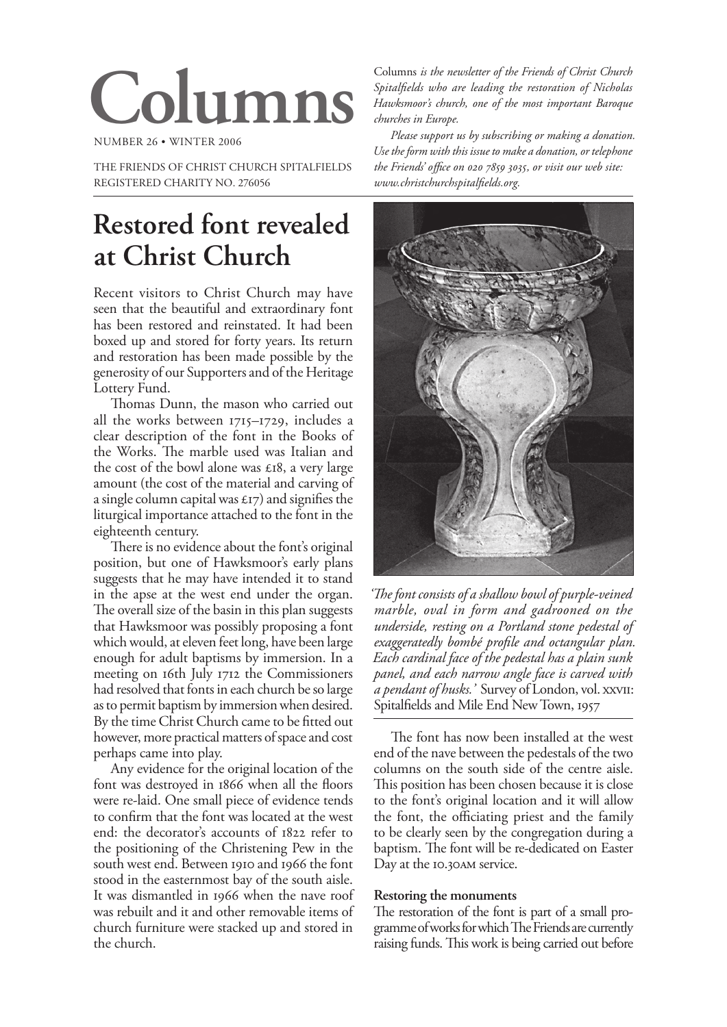# Columns

NUMBER 26 • WINTER 2006

THE FRIENDS OF CHRIST CHURCH SPITALFIELDS
REGISTERED CHARITY NO. 276056

Columns *is the newsletter of the Friends of Christ Church Spitalfields who are leading the restoration of Nicholas Hawksmoor's church, one of the most important Baroque churches in Europe.*

*Please support us by subscribing or making a donation. Use the form with this issue to make a donation, or telephone the Friends' office on 020 7859 3035, or visit our web site: www.christchurchspitalfields.org.*

## Restored font revealed at Christ Church

Recent visitors to Christ Church may have seen that the beautiful and extraordinary font has been restored and reinstated. It had been boxed up and stored for forty years. Its return and restoration has been made possible by the generosity of our Supporters and of the Heritage Lottery Fund.

Thomas Dunn, the mason who carried out all the works between 1715–1729, includes a clear description of the font in the Books of the Works. The marble used was Italian and the cost of the bowl alone was £18, a very large amount (the cost of the material and carving of a single column capital was £17) and signifies the liturgical importance attached to the font in the eighteenth century.

There is no evidence about the font's original position, but one of Hawksmoor's early plans suggests that he may have intended it to stand in the apse at the west end under the organ. The overall size of the basin in this plan suggests that Hawksmoor was possibly proposing a font which would, at eleven feet long, have been large enough for adult baptisms by immersion. In a meeting on 16th July 1712 the Commissioners had resolved that fonts in each church be so large as to permit baptism by immersion when desired. By the time Christ Church came to be fitted out however, more practical matters of space and cost perhaps came into play.

Any evidence for the original location of the font was destroyed in 1866 when all the floors were re-laid. One small piece of evidence tends to confirm that the font was located at the west end: the decorator's accounts of 1822 refer to the positioning of the Christening Pew in the south west end. Between 1910 and 1966 the font stood in the easternmost bay of the south aisle. It was dismantled in 1966 when the nave roof was rebuilt and it and other removable items of church furniture were stacked up and stored in the church.

*'The font consists of a shallow bowl of purple-veined marble, oval in form and gadrooned on the underside, resting on a Portland stone pedestal of exaggeratedly bombé profile and octangular plan. Each cardinal face of the pedestal has a plain sunk panel, and each narrow angle face is carved with a pendant of husks.'* Survey of London, vol. XXVII: Spitalfields and Mile End New Town, 1957

The font has now been installed at the west end of the nave between the pedestals of the two columns on the south side of the centre aisle. This position has been chosen because it is close to the font's original location and it will allow the font, the officiating priest and the family to be clearly seen by the congregation during a baptism. The font will be re-dedicated on Easter Day at the 10.30AM service.

**Restoring the monuments**

The restoration of the font is part of a small programme of works for which The Friends are currently raising funds. This work is being carried out before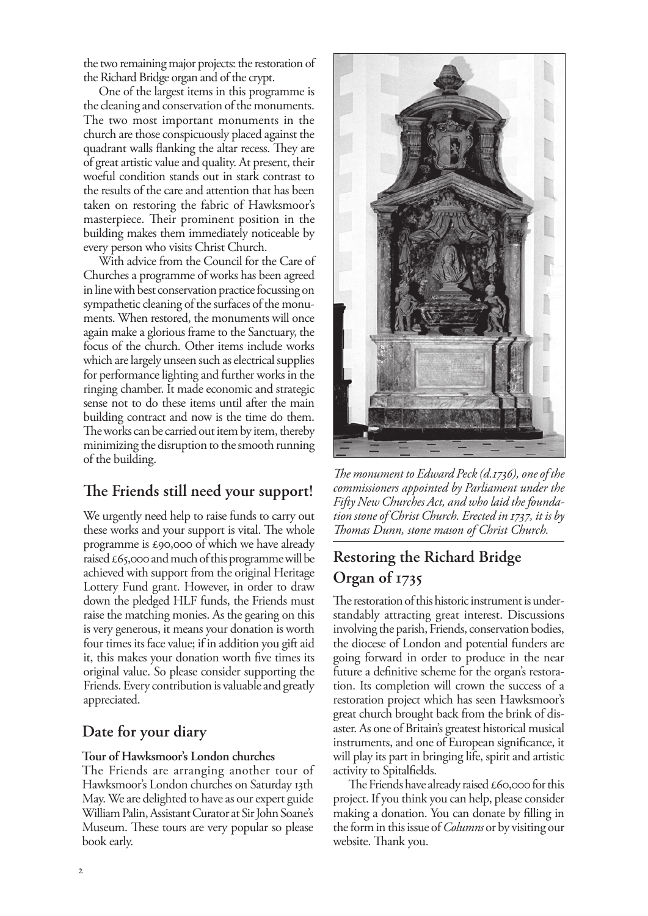the two remaining major projects: the restoration of the Richard Bridge organ and of the crypt.

One of the largest items in this programme is the cleaning and conservation of the monuments. The two most important monuments in the church are those conspicuously placed against the quadrant walls flanking the altar recess. They are of great artistic value and quality. At present, their woeful condition stands out in stark contrast to the results of the care and attention that has been taken on restoring the fabric of Hawksmoor's masterpiece. Their prominent position in the building makes them immediately noticeable by every person who visits Christ Church.

With advice from the Council for the Care of Churches a programme of works has been agreed in line with best conservation practice focussing on sympathetic cleaning of the surfaces of the monuments. When restored, the monuments will once again make a glorious frame to the Sanctuary, the focus of the church. Other items include works which are largely unseen such as electrical supplies for performance lighting and further works in the ringing chamber. It made economic and strategic sense not to do these items until after the main building contract and now is the time do them. The works can be carried out item by item, thereby minimizing the disruption to the smooth running of the building.

## The Friends still need your support!

We urgently need help to raise funds to carry out these works and your support is vital. The whole programme is £90,000 of which we have already raised £65,000 and much of this programme will be achieved with support from the original Heritage Lottery Fund grant. However, in order to draw down the pledged HLF funds, the Friends must raise the matching monies. As the gearing on this is very generous, it means your donation is worth four times its face value; if in addition you gift aid it, this makes your donation worth five times its original value. So please consider supporting the Friends. Every contribution is valuable and greatly appreciated.

## Date for your diary

**Tour of Hawksmoor's London churches**

The Friends are arranging another tour of Hawksmoor's London churches on Saturday 13th May. We are delighted to have as our expert guide William Palin, Assistant Curator at Sir John Soane's Museum. These tours are very popular so please book early.

*The monument to Edward Peck (d.1736), one of the commissioners appointed by Parliament under the Fifty New Churches Act, and who laid the foundation stone of Christ Church. Erected in 1737, it is by Thomas Dunn, stone mason of Christ Church.*

## Restoring the Richard Bridge Organ of 1735

The restoration of this historic instrument is understandably attracting great interest. Discussions involving the parish, Friends, conservation bodies, the diocese of London and potential funders are going forward in order to produce in the near future a definitive scheme for the organ's restoration. Its completion will crown the success of a restoration project which has seen Hawksmoor's great church brought back from the brink of disaster. As one of Britain's greatest historical musical instruments, and one of European significance, it will play its part in bringing life, spirit and artistic activity to Spitalfields.

The Friends have already raised £60,000 for this project. If you think you can help, please consider making a donation. You can donate by filling in the form in this issue of *Columns* or by visiting our website. Thank you.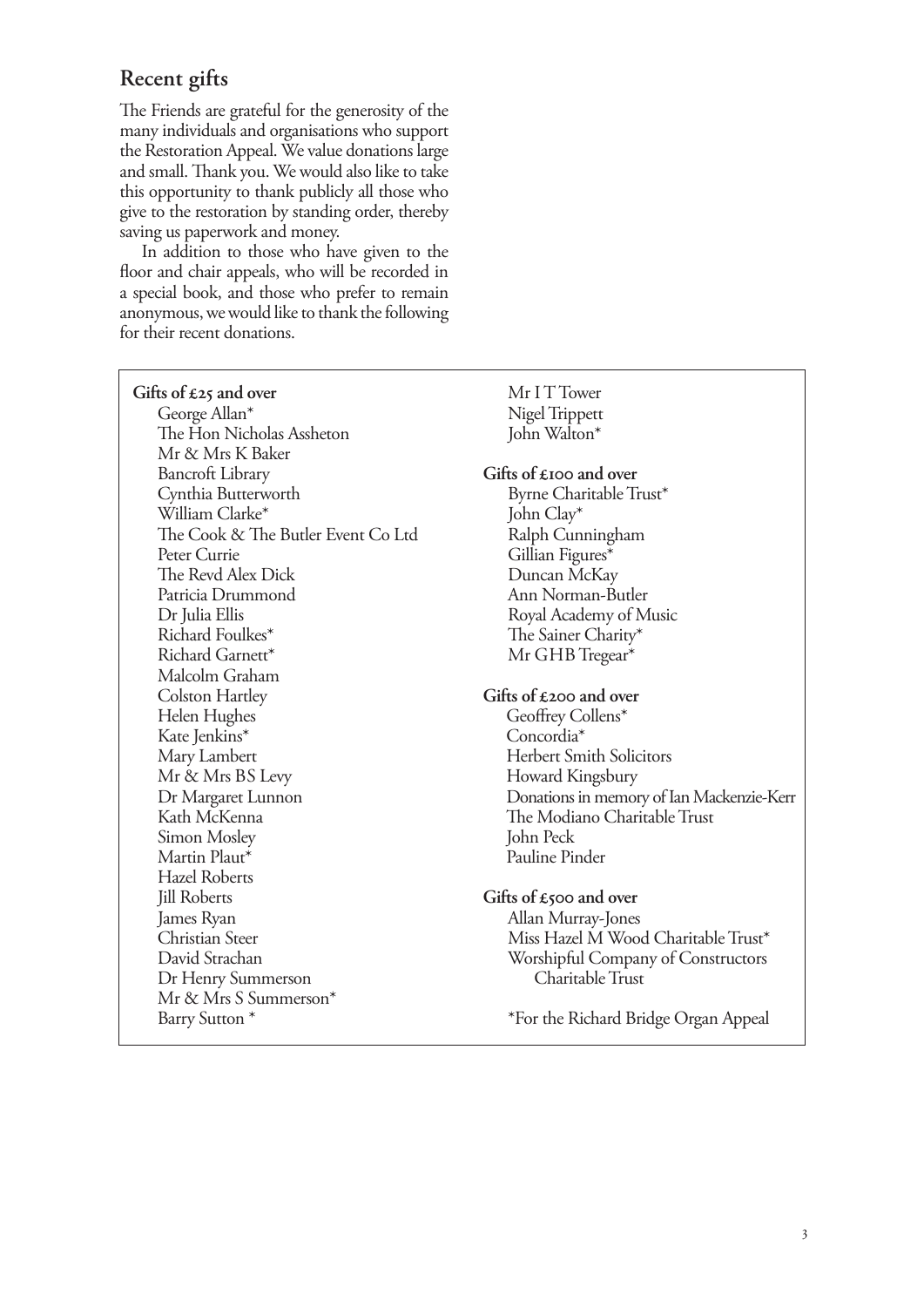## Recent gifts

The Friends are grateful for the generosity of the many individuals and organisations who support the Restoration Appeal. We value donations large and small. Thank you. We would also like to take this opportunity to thank publicly all those who give to the restoration by standing order, thereby saving us paperwork and money.

In addition to those who have given to the floor and chair appeals, who will be recorded in a special book, and those who prefer to remain anonymous, we would like to thank the following for their recent donations.

**Gifts of £25 and over**

George Allan*
The Hon Nicholas Assheton
Mr & Mrs K Baker
Bancroft Library
Cynthia Butterworth
William Clarke*
The Cook & The Butler Event Co Ltd
Peter Currie
The Revd Alex Dick
Patricia Drummond
Dr Julia Ellis
Richard Foulkes*
Richard Garnett*
Malcolm Graham
Colston Hartley
Helen Hughes
Kate Jenkins*
Mary Lambert
Mr & Mrs BS Levy
Dr Margaret Lunnon
Kath McKenna
Simon Mosley
Martin Plaut*
Hazel Roberts
Jill Roberts
James Ryan
Christian Steer
David Strachan
Dr Henry Summerson
Mr & Mrs S Summerson*
Barry Sutton *
Mr I T Tower
Nigel Trippett
John Walton*

**Gifts of £100 and over**

Byrne Charitable Trust*
John Clay*
Ralph Cunningham
Gillian Figures*
Duncan McKay
Ann Norman-Butler
Royal Academy of Music
The Sainer Charity*
Mr GHB Tregear*

**Gifts of £200 and over**

Geoffrey Collens*
Concordia*
Herbert Smith Solicitors
Howard Kingsbury
Donations in memory of Ian Mackenzie-Kerr
The Modiano Charitable Trust
John Peck
Pauline Pinder

**Gifts of £500 and over**

Allan Murray-Jones
Miss Hazel M Wood Charitable Trust*
Worshipful Company of Constructors Charitable Trust

*For the Richard Bridge Organ Appeal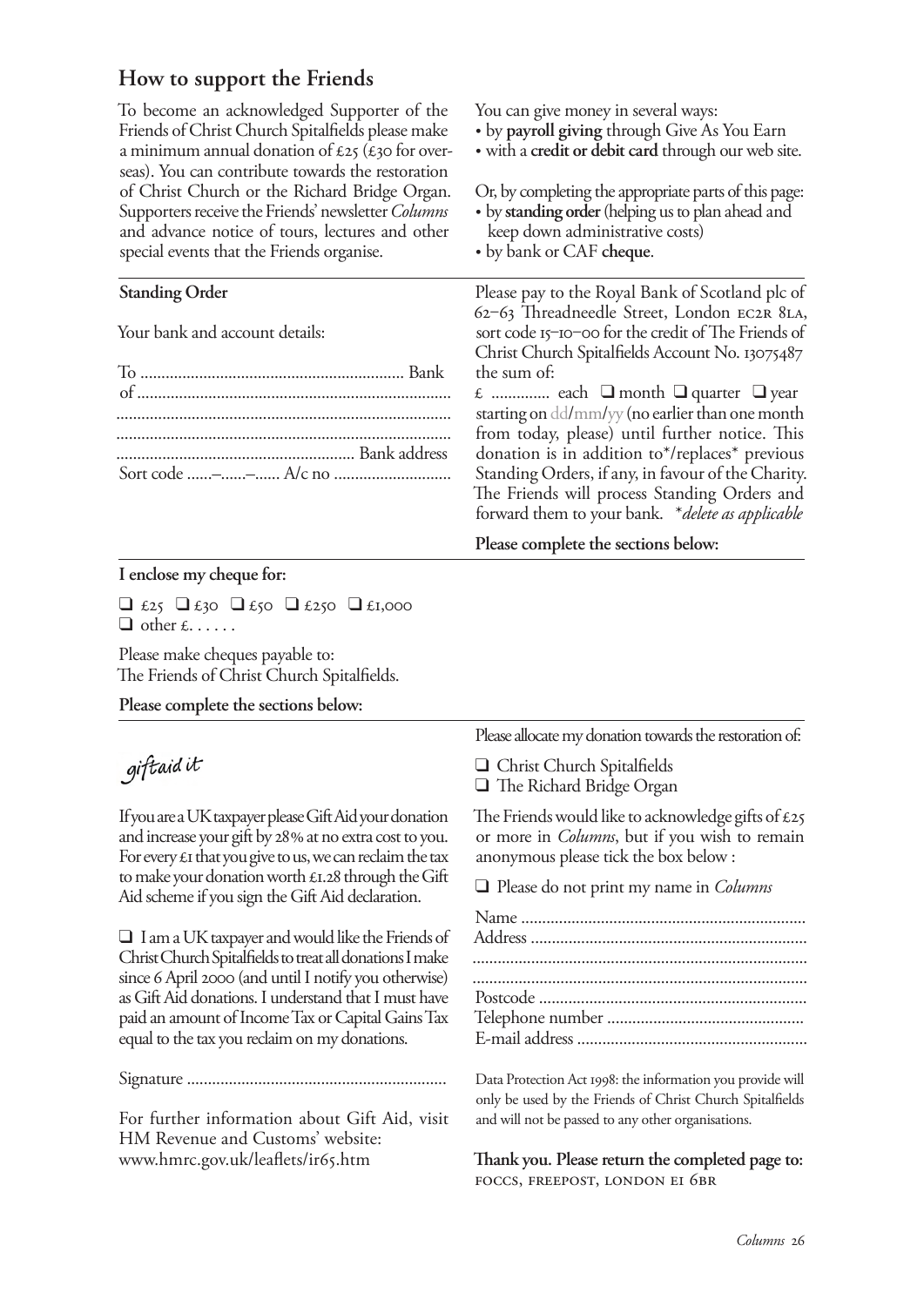## How to support the Friends

To become an acknowledged Supporter of the Friends of Christ Church Spitalfields please make a minimum annual donation of £25 (£30 for overseas). You can contribute towards the restoration of Christ Church or the Richard Bridge Organ. Supporters receive the Friends' newsletter *Columns* and advance notice of tours, lectures and other special events that the Friends organise.

You can give money in several ways:

- by **payroll giving** through Give As You Earn
- with a **credit or debit card** through our web site.

Or, by completing the appropriate parts of this page:

- by **standing order** (helping us to plan ahead and keep down administrative costs)
- by bank or CAF **cheque**.

**Standing Order**

Your bank and account details:

To ............................................................ Bank
of ..........................................................................
..............................................................................
..............................................................................
........................................................ Bank address
Sort code ......–......–...... A/c no ...........................

Please pay to the Royal Bank of Scotland plc of 62–63 Threadneedle Street, London EC2R 8LA, sort code 15–10–00 for the credit of The Friends of Christ Church Spitalfields Account No. 13075487 the sum of:

£ ............. each ❑ month ❑ quarter ❑ year starting on dd/mm/yy (no earlier than one month from today, please) until further notice. This donation is in addition to*/replaces* previous Standing Orders, if any, in favour of the Charity. The Friends will process Standing Orders and forward them to your bank. *\*delete as applicable*

**Please complete the sections below:**

**I enclose my cheque for:**

❑ £25 ❑ £30 ❑ £50 ❑ £250 ❑ £1,000
❑ other £. . . . . .

Please make cheques payable to:
The Friends of Christ Church Spitalfields.

**Please complete the sections below:**

giftaid it

If you are a UK taxpayer please Gift Aid your donation and increase your gift by 28% at no extra cost to you. For every £1 that you give to us, we can reclaim the tax to make your donation worth £1.28 through the Gift Aid scheme if you sign the Gift Aid declaration.

❑ I am a UK taxpayer and would like the Friends of Christ Church Spitalfields to treat all donations I make since 6 April 2000 (and until I notify you otherwise) as Gift Aid donations. I understand that I must have paid an amount of Income Tax or Capital Gains Tax equal to the tax you reclaim on my donations.

Signature ...........................................................

For further information about Gift Aid, visit HM Revenue and Customs' website:
www.hmrc.gov.uk/leaflets/ir65.htm

Please allocate my donation towards the restoration of:

❑ Christ Church Spitalfields
❑ The Richard Bridge Organ

The Friends would like to acknowledge gifts of £25 or more in *Columns*, but if you wish to remain anonymous please tick the box below :

❑ Please do not print my name in *Columns*

Name ..................................................................
Address ................................................................
..............................................................................
..............................................................................
Postcode ..............................................................
Telephone number ..............................................
E-mail address .....................................................

Data Protection Act 1998: the information you provide will only be used by the Friends of Christ Church Spitalfields and will not be passed to any other organisations.

**Thank you. Please return the completed page to:**
FOCCS, FREEPOST, LONDON E1 6BR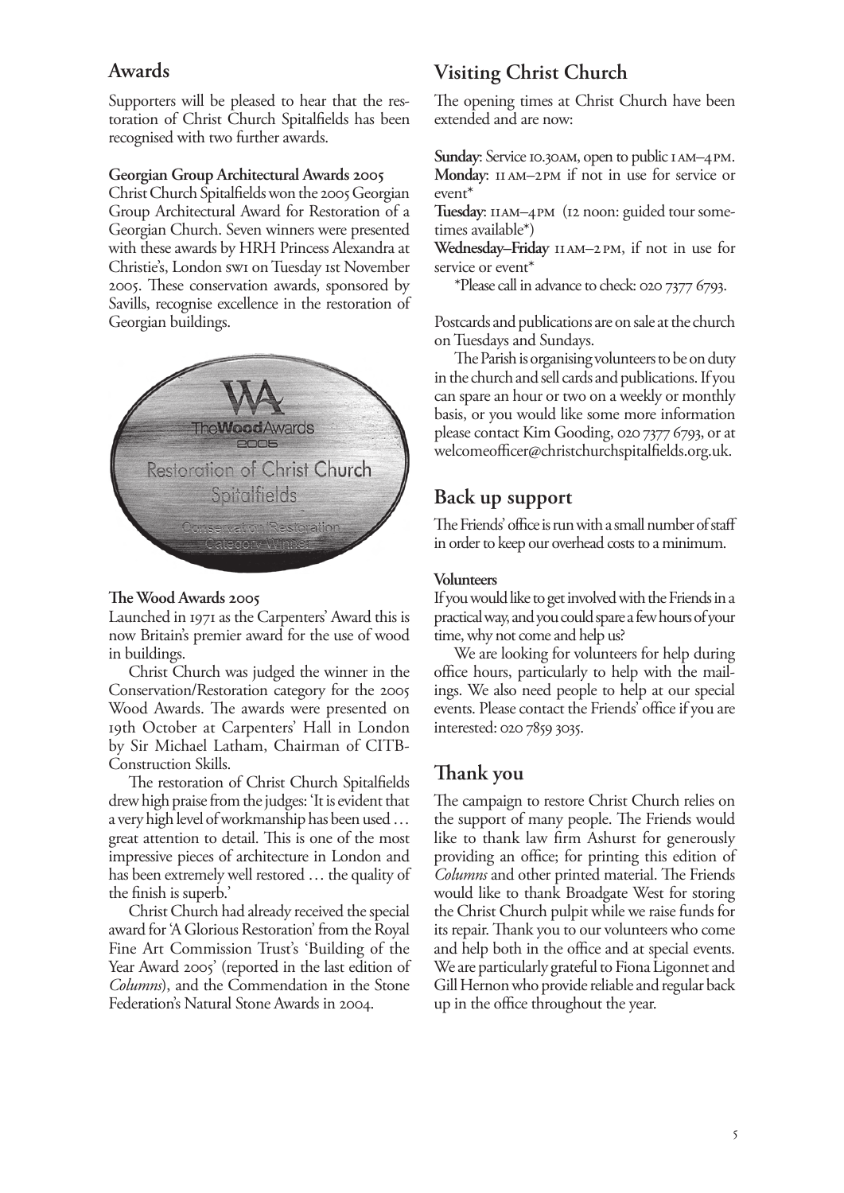## Awards

Supporters will be pleased to hear that the restoration of Christ Church Spitalfields has been recognised with two further awards.

**Georgian Group Architectural Awards 2005**
Christ Church Spitalfields won the 2005 Georgian Group Architectural Award for Restoration of a Georgian Church. Seven winners were presented with these awards by HRH Princess Alexandra at Christie's, London SW1 on Tuesday 1st November 2005. These conservation awards, sponsored by Savills, recognise excellence in the restoration of Georgian buildings.

**The Wood Awards 2005**
Launched in 1971 as the Carpenters' Award this is now Britain's premier award for the use of wood in buildings.

Christ Church was judged the winner in the Conservation/Restoration category for the 2005 Wood Awards. The awards were presented on 19th October at Carpenters' Hall in London by Sir Michael Latham, Chairman of CITB-Construction Skills.

The restoration of Christ Church Spitalfields drew high praise from the judges: 'It is evident that a very high level of workmanship has been used … great attention to detail. This is one of the most impressive pieces of architecture in London and has been extremely well restored … the quality of the finish is superb.'

Christ Church had already received the special award for 'A Glorious Restoration' from the Royal Fine Art Commission Trust's 'Building of the Year Award 2005' (reported in the last edition of *Columns*), and the Commendation in the Stone Federation's Natural Stone Awards in 2004.

## Visiting Christ Church

The opening times at Christ Church have been extended and are now:

**Sunday**: Service 10.30AM, open to public 1 AM–4 PM.
**Monday**: 11 AM–2 PM if not in use for service or event*
**Tuesday**: 11AM–4PM (12 noon: guided tour sometimes available*)
**Wednesday–Friday** 11 AM–2 PM, if not in use for service or event*

*Please call in advance to check: 020 7377 6793.

Postcards and publications are on sale at the church on Tuesdays and Sundays.

The Parish is organising volunteers to be on duty in the church and sell cards and publications. If you can spare an hour or two on a weekly or monthly basis, or you would like some more information please contact Kim Gooding, 020 7377 6793, or at welcomeofficer@christchurchspitalfields.org.uk.

## Back up support

The Friends' office is run with a small number of staff in order to keep our overhead costs to a minimum.

**Volunteers**
If you would like to get involved with the Friends in a practical way, and you could spare a few hours of your time, why not come and help us?

We are looking for volunteers for help during office hours, particularly to help with the mailings. We also need people to help at our special events. Please contact the Friends' office if you are interested: 020 7859 3035.

## Thank you

The campaign to restore Christ Church relies on the support of many people. The Friends would like to thank law firm Ashurst for generously providing an office; for printing this edition of *Columns* and other printed material. The Friends would like to thank Broadgate West for storing the Christ Church pulpit while we raise funds for its repair. Thank you to our volunteers who come and help both in the office and at special events. We are particularly grateful to Fiona Ligonnet and Gill Hernon who provide reliable and regular back up in the office throughout the year.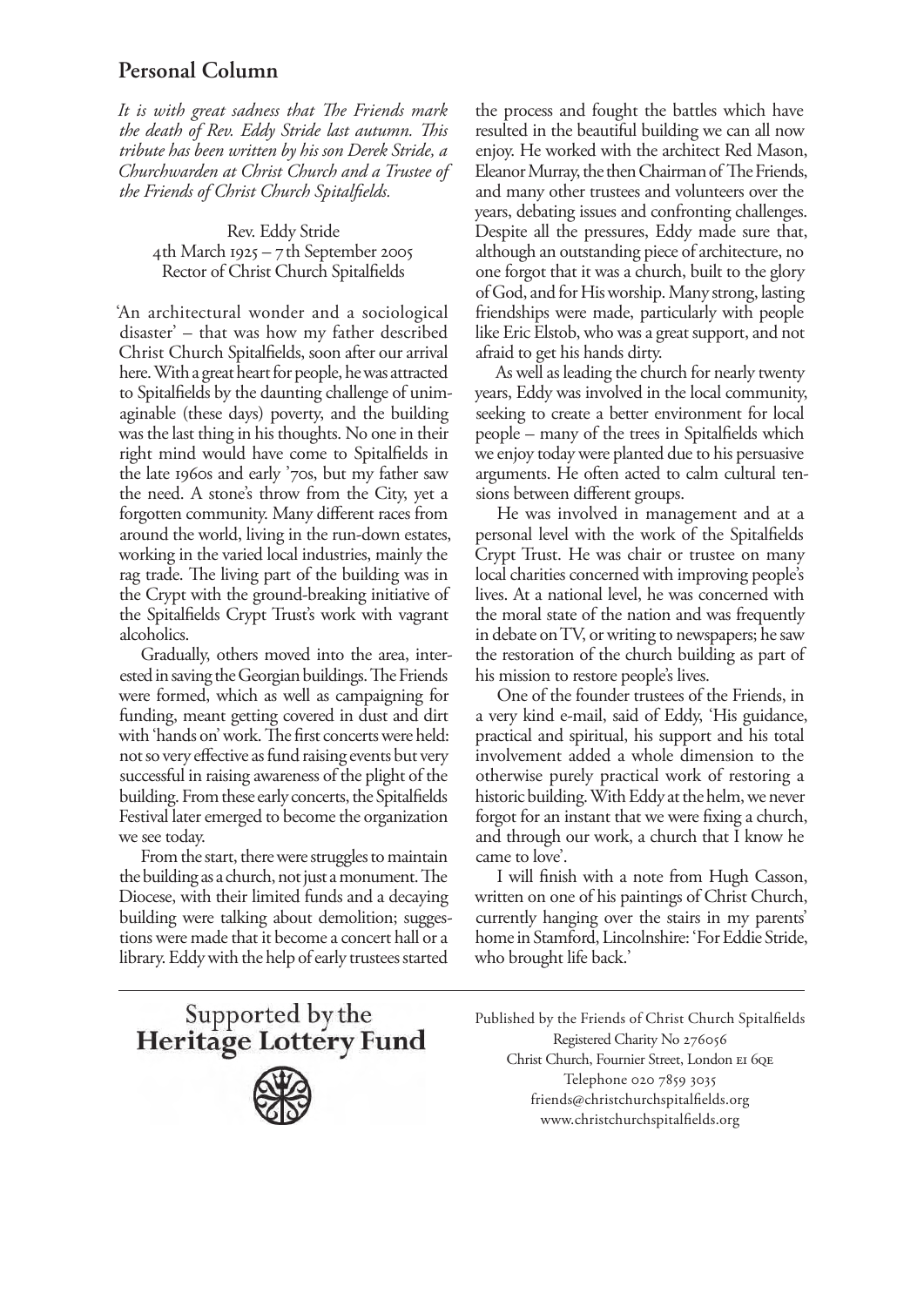## Personal Column

*It is with great sadness that The Friends mark the death of Rev. Eddy Stride last autumn. This tribute has been written by his son Derek Stride, a Churchwarden at Christ Church and a Trustee of the Friends of Christ Church Spitalfields.*

Rev. Eddy Stride
4th March 1925 – 7th September 2005
Rector of Christ Church Spitalfields

'An architectural wonder and a sociological disaster' – that was how my father described Christ Church Spitalfields, soon after our arrival here. With a great heart for people, he was attracted to Spitalfields by the daunting challenge of unimaginable (these days) poverty, and the building was the last thing in his thoughts. No one in their right mind would have come to Spitalfields in the late 1960s and early '70s, but my father saw the need. A stone's throw from the City, yet a forgotten community. Many different races from around the world, living in the run-down estates, working in the varied local industries, mainly the rag trade. The living part of the building was in the Crypt with the ground-breaking initiative of the Spitalfields Crypt Trust's work with vagrant alcoholics.

Gradually, others moved into the area, interested in saving the Georgian buildings. The Friends were formed, which as well as campaigning for funding, meant getting covered in dust and dirt with 'hands on' work. The first concerts were held: not so very effective as fund raising events but very successful in raising awareness of the plight of the building. From these early concerts, the Spitalfields Festival later emerged to become the organization we see today.

From the start, there were struggles to maintain the building as a church, not just a monument. The Diocese, with their limited funds and a decaying building were talking about demolition; suggestions were made that it become a concert hall or a library. Eddy with the help of early trustees started the process and fought the battles which have resulted in the beautiful building we can all now enjoy. He worked with the architect Red Mason, Eleanor Murray, the then Chairman of The Friends, and many other trustees and volunteers over the years, debating issues and confronting challenges. Despite all the pressures, Eddy made sure that, although an outstanding piece of architecture, no one forgot that it was a church, built to the glory of God, and for His worship. Many strong, lasting friendships were made, particularly with people like Eric Elstob, who was a great support, and not afraid to get his hands dirty.

As well as leading the church for nearly twenty years, Eddy was involved in the local community, seeking to create a better environment for local people – many of the trees in Spitalfields which we enjoy today were planted due to his persuasive arguments. He often acted to calm cultural tensions between different groups.

He was involved in management and at a personal level with the work of the Spitalfields Crypt Trust. He was chair or trustee on many local charities concerned with improving people's lives. At a national level, he was concerned with the moral state of the nation and was frequently in debate on TV, or writing to newspapers; he saw the restoration of the church building as part of his mission to restore people's lives.

One of the founder trustees of the Friends, in a very kind e-mail, said of Eddy, 'His guidance, practical and spiritual, his support and his total involvement added a whole dimension to the otherwise purely practical work of restoring a historic building. With Eddy at the helm, we never forgot for an instant that we were fixing a church, and through our work, a church that I know he came to love'.

I will finish with a note from Hugh Casson, written on one of his paintings of Christ Church, currently hanging over the stairs in my parents' home in Stamford, Lincolnshire: 'For Eddie Stride, who brought life back.'

---

Supported by the
**Heritage Lottery Fund**

Published by the Friends of Christ Church Spitalfields
Registered Charity No 276056
Christ Church, Fournier Street, London E1 6QE
Telephone 020 7859 3035
friends@christchurchspitalfields.org
www.christchurchspitalfields.org